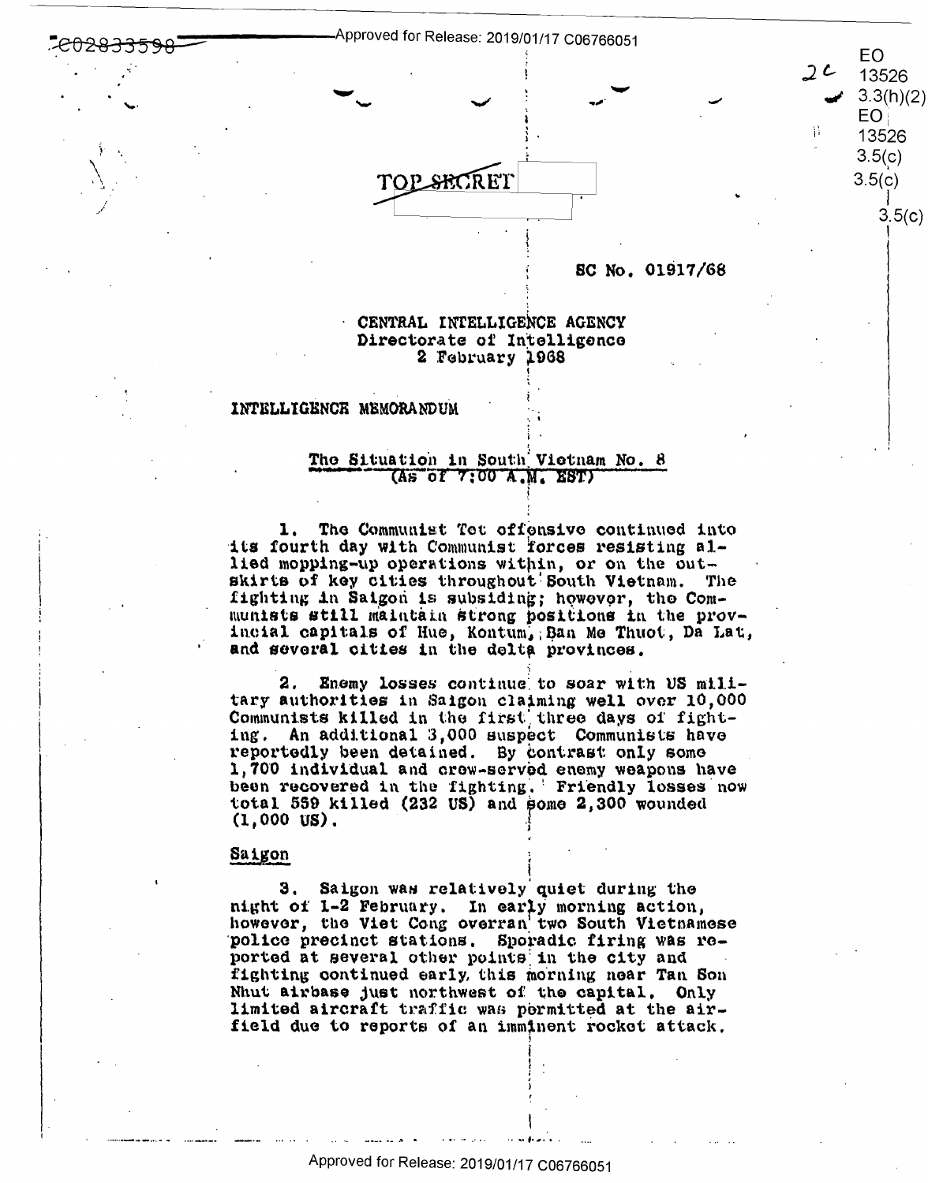TOP SECRET

SC No. 01917/68

CENTRAL INTELLIGENCE AGENCY
Directorate of Intelligence
2 February 1968

INTELLIGENCE MEMORANDUM

## The Situation in South Vietnam No. 8
(As of 7:00 A.M. EST)

1. The Communist Tet offensive continued into its fourth day with Communist forces resisting allied mopping-up operations within, or on the outskirts of key cities throughout South Vietnam. The fighting in Saigon is subsiding; however, the Communists still maintain strong positions in the provincial capitals of Hue, Kontum, Ban Me Thuot, Da Lat, and several cities in the delta provinces.

2. Enemy losses continue to soar with US military authorities in Saigon claiming well over 10,000 Communists killed in the first three days of fighting. An additional 3,000 suspect Communists have reportedly been detained. By contrast only some 1,700 individual and crew-served enemy weapons have been recovered in the fighting. Friendly losses now total 559 killed (232 US) and some 2,300 wounded (1,000 US).

### Saigon

3. Saigon was relatively quiet during the night of 1-2 February. In early morning action, however, the Viet Cong overran two South Vietnamese police precinct stations. Sporadic firing was reported at several other points in the city and fighting continued early this morning near Tan Son Nhut airbase just northwest of the capital. Only limited aircraft traffic was permitted at the airfield due to reports of an imminent rocket attack.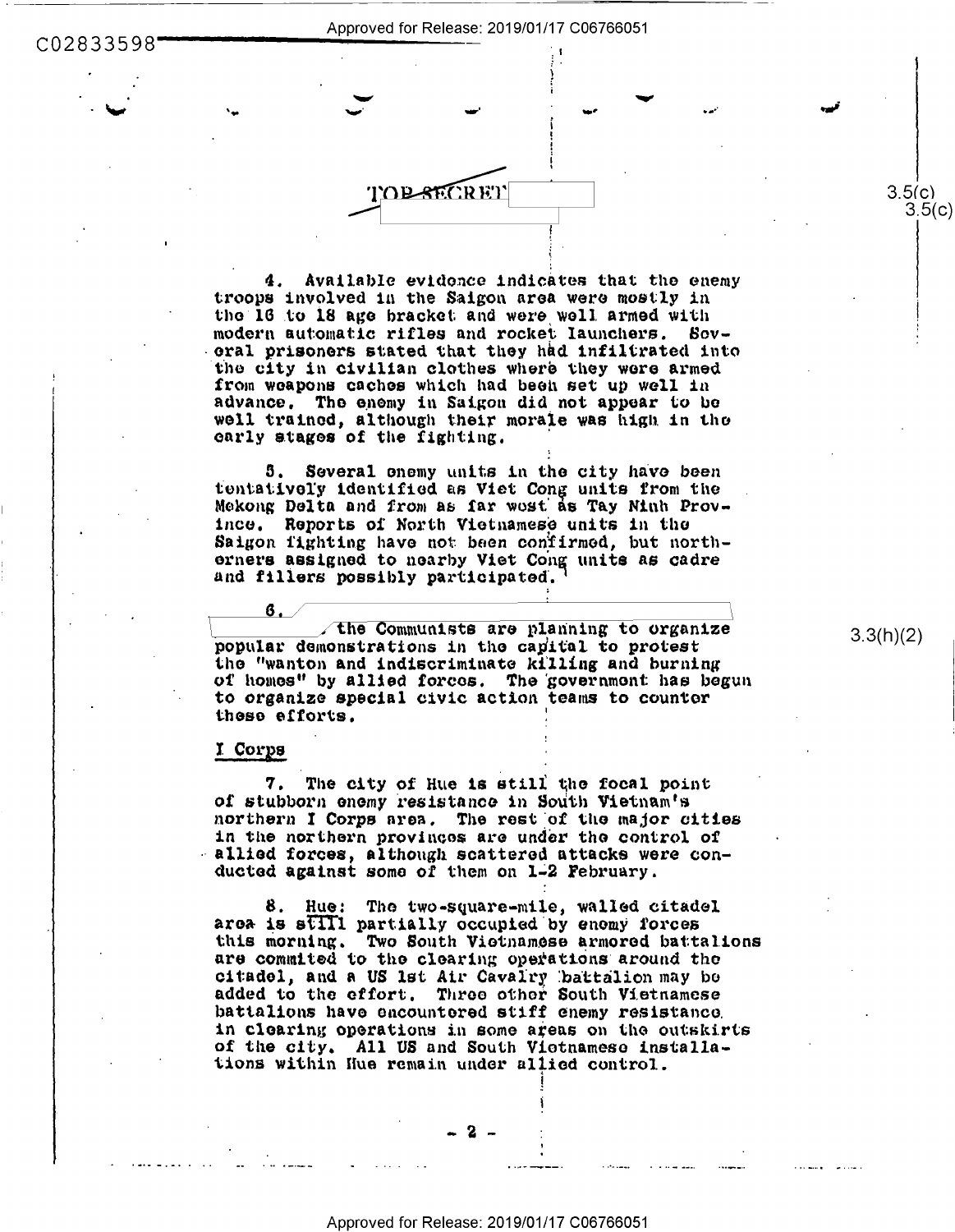TOP SECRET

4. Available evidence indicates that the enemy troops involved in the Saigon area were mostly in the 16 to 18 age bracket and were well armed with modern automatic rifles and rocket launchers. Several prisoners stated that they had infiltrated into the city in civilian clothes where they were armed from weapons caches which had been set up well in advance. The enemy in Saigon did not appear to be well trained, although their morale was high in the early stages of the fighting.

5. Several enemy units in the city have been tentatively identified as Viet Cong units from the Mekong Delta and from as far west as Tay Ninh Province. Reports of North Vietnamese units in the Saigon fighting have not been confirmed, but northerners assigned to nearby Viet Cong units as cadre and fillers possibly participated.

6. [redacted] the Communists are planning to organize popular demonstrations in the capital to protest the "wanton and indiscriminate killing and burning of homes" by allied forces. The government has begun to organize special civic action teams to counter these efforts.

3.3(h)(2)

## I Corps

7. The city of Hue is still the focal point of stubborn enemy resistance in South Vietnam's northern I Corps area. The rest of the major cities in the northern provinces are under the control of allied forces, although scattered attacks were conducted against some of them on 1-2 February.

8. Hue: The two-square-mile, walled citadel area is still partially occupied by enemy forces this morning. Two South Vietnamese armored battalions are commited to the clearing operations around the citadel, and a US 1st Air Cavalry battalion may be added to the effort. Three other South Vietnamese battalions have encountered stiff enemy resistance in clearing operations in some areas on the outskirts of the city. All US and South Vietnamese installations within Hue remain under allied control.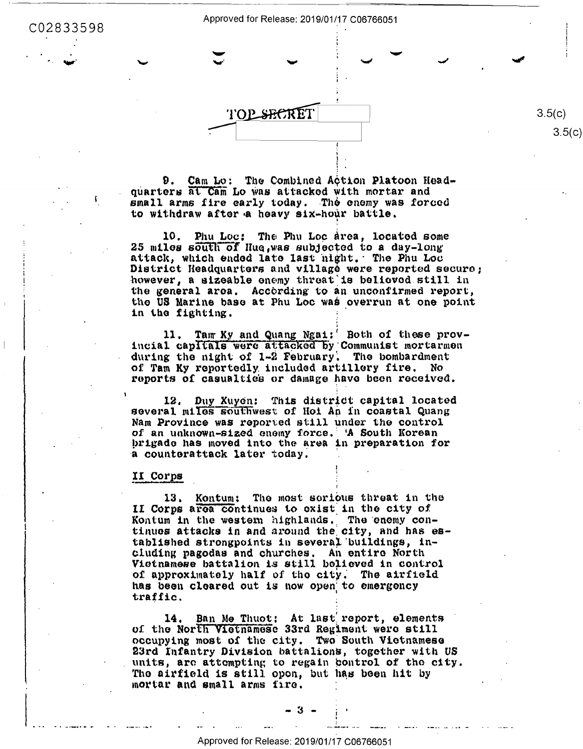TOP SECRET

9. Cam Lo: The Combined Action Platoon Headquarters at Cam Lo was attacked with mortar and small arms fire early today. The enemy was forced to withdraw after a heavy six-hour battle.

10. Phu Loc: The Phu Loc area, located some 25 miles south of Hue, was subjected to a day-long attack, which ended late last night. The Phu Loc District Headquarters and village were reported secure; however, a sizeable enemy threat is believed still in the general area. According to an unconfirmed report, the US Marine base at Phu Loc was overrun at one point in the fighting.

11. Tam Ky and Quang Ngai: Both of these provincial capitals were attacked by Communist mortarmen during the night of 1-2 February. The bombardment of Tam Ky reportedly included artillery fire. No reports of casualties or damage have been received.

12. Duy Xuyen: This district capital located several miles southwest of Hoi An in coastal Quang Nam Province was reported still under the control of an unknown-sized enemy force. A South Korean brigade has moved into the area in preparation for a counterattack later today.

## II Corps

13. Kontum: The most serious threat in the II Corps area continues to exist in the city of Kontum in the western highlands. The enemy continues attacks in and around the city, and has established strongpoints in several buildings, including pagodas and churches. An entire North Vietnamese battalion is still believed in control of approximately half of the city. The airfield has been cleared out is now open to emergency traffic.

14. Ban Me Thuot: At last report, elements of the North Vietnamese 33rd Regiment were still occupying most of the city. Two South Vietnamese 23rd Infantry Division battalions, together with US units, are attempting to regain control of the city. The airfield is still open, but has been hit by mortar and small arms fire.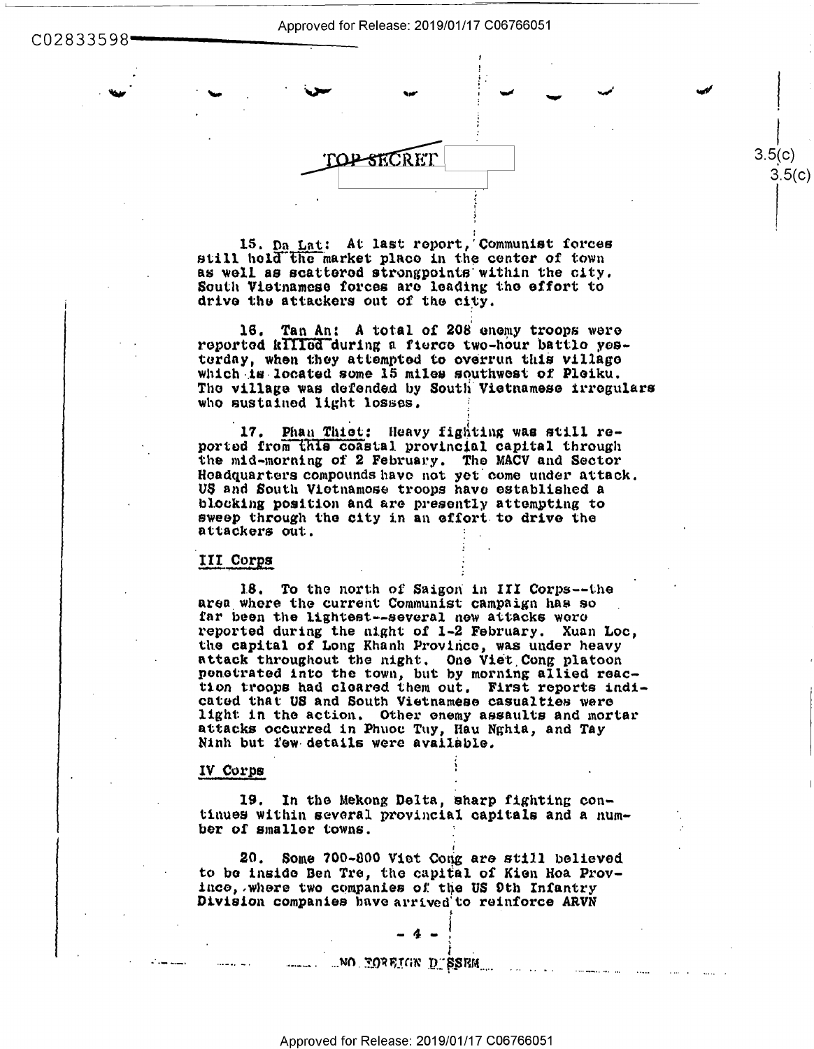TOP SECRET

15. Da Lat: At last report, Communist forces still hold the market place in the center of town as well as scattered strongpoints within the city. South Vietnamese forces are leading the effort to drive the attackers out of the city.

16. Tan An: A total of 208 enemy troops were reported killed during a fierce two-hour battle yesterday, when they attempted to overrun this village which is located some 15 miles southwest of Pleiku. The village was defended by South Vietnamese irregulars who sustained light losses.

17. Phan Thiet: Heavy fighting was still reported from this coastal provincial capital through the mid-morning of 2 February. The MACV and Sector Headquarters compounds have not yet come under attack. US and South Vietnamese troops have established a blocking position and are presently attempting to sweep through the city in an effort to drive the attackers out.

## III Corps

18. To the north of Saigon in III Corps--the area where the current Communist campaign has so far been the lightest--several new attacks were reported during the night of 1-2 February. Xuan Loc, the capital of Long Khanh Province, was under heavy attack throughout the night. One Viet Cong platoon penetrated into the town, but by morning allied reaction troops had cleared them out. First reports indicated that US and South Vietnamese casualties were light in the action. Other enemy assaults and mortar attacks occurred in Phuoc Tuy, Hau Nghia, and Tay Ninh but few details were available.

## IV Corps

19. In the Mekong Delta, sharp fighting continues within several provincial capitals and a number of smaller towns.

20. Some 700-800 Viet Cong are still believed to be inside Ben Tre, the capital of Kien Hoa Province, where two companies of the US 9th Infantry Division companies have arrived to reinforce ARVN

NO FOREIGN DISSEM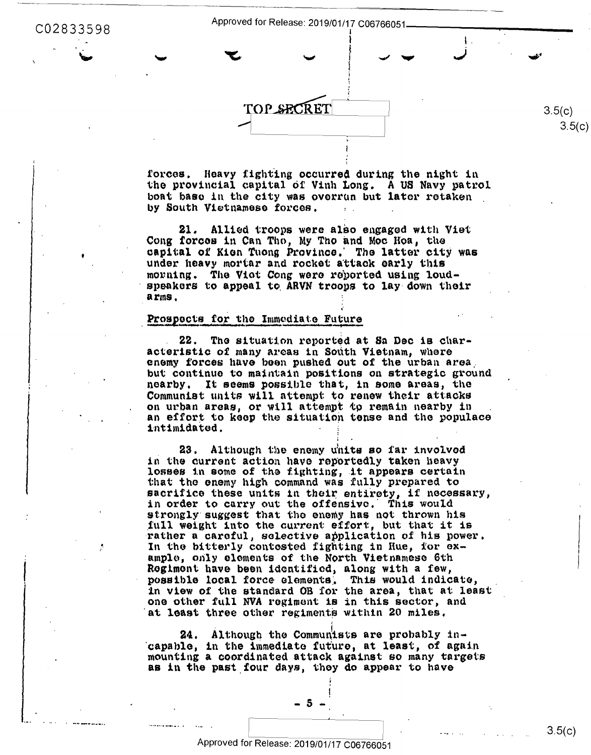TOP SECRET

forces. Heavy fighting occurred during the night in the provincial capital of Vinh Long. A US Navy patrol boat base in the city was overrun but later retaken by South Vietnamese forces.

21. Allied troops were also engaged with Viet Cong forces in Can Tho, My Tho and Moc Hoa, the capital of Kien Tuong Province. The latter city was under heavy mortar and rocket attack early this morning. The Viet Cong were reported using loudspeakers to appeal to ARVN troops to lay down their arms.

## Prospects for the Immediate Future

22. The situation reported at Sa Dec is characteristic of many areas in South Vietnam, where enemy forces have been pushed out of the urban area but continue to maintain positions on strategic ground nearby. It seems possible that, in some areas, the Communist units will attempt to renew their attacks on urban areas, or will attempt to remain nearby in an effort to keep the situation tense and the populace intimidated.

23. Although the enemy units so far involved in the current action have reportedly taken heavy losses in some of the fighting, it appears certain that the enemy high command was fully prepared to sacrifice these units in their entirety, if necessary, in order to carry out the offensive. This would strongly suggest that the enemy has not thrown his full weight into the current effort, but that it is rather a careful, selective application of his power. In the bitterly contested fighting in Hue, for example, only elements of the North Vietnamese 6th Regiment have been identified, along with a few, possible local force elements. This would indicate, in view of the standard OB for the area, that at least one other full NVA regiment is in this sector, and at least three other regiments within 20 miles.

24. Although the Communists are probably incapable, in the immediate future, at least, of again mounting a coordinated attack against so many targets as in the past four days, they do appear to have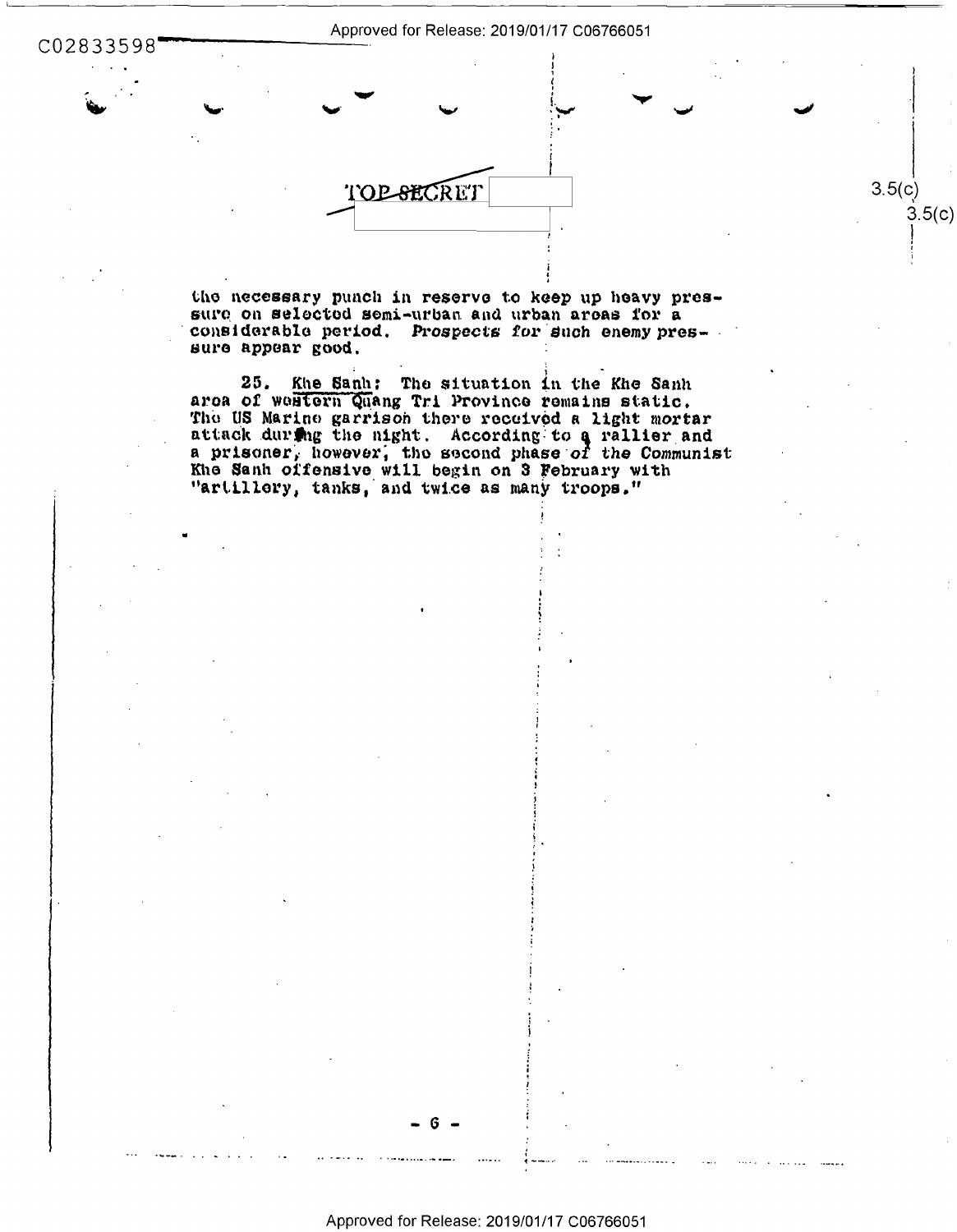TOP SECRET

the necessary punch in reserve to keep up heavy pressure on selected semi-urban and urban areas for a considerable period. *Prospects for such enemy pressure appear good.*

25. Khe Sanh: The situation in the Khe Sanh area of western Quang Tri Province remains static. The US Marine garrison there received a light mortar attack during the night. According to a rallier and a prisoner, however, the second phase of the Communist Khe Sanh offensive will begin on 3 February with "artillery, tanks, and twice as many troops."